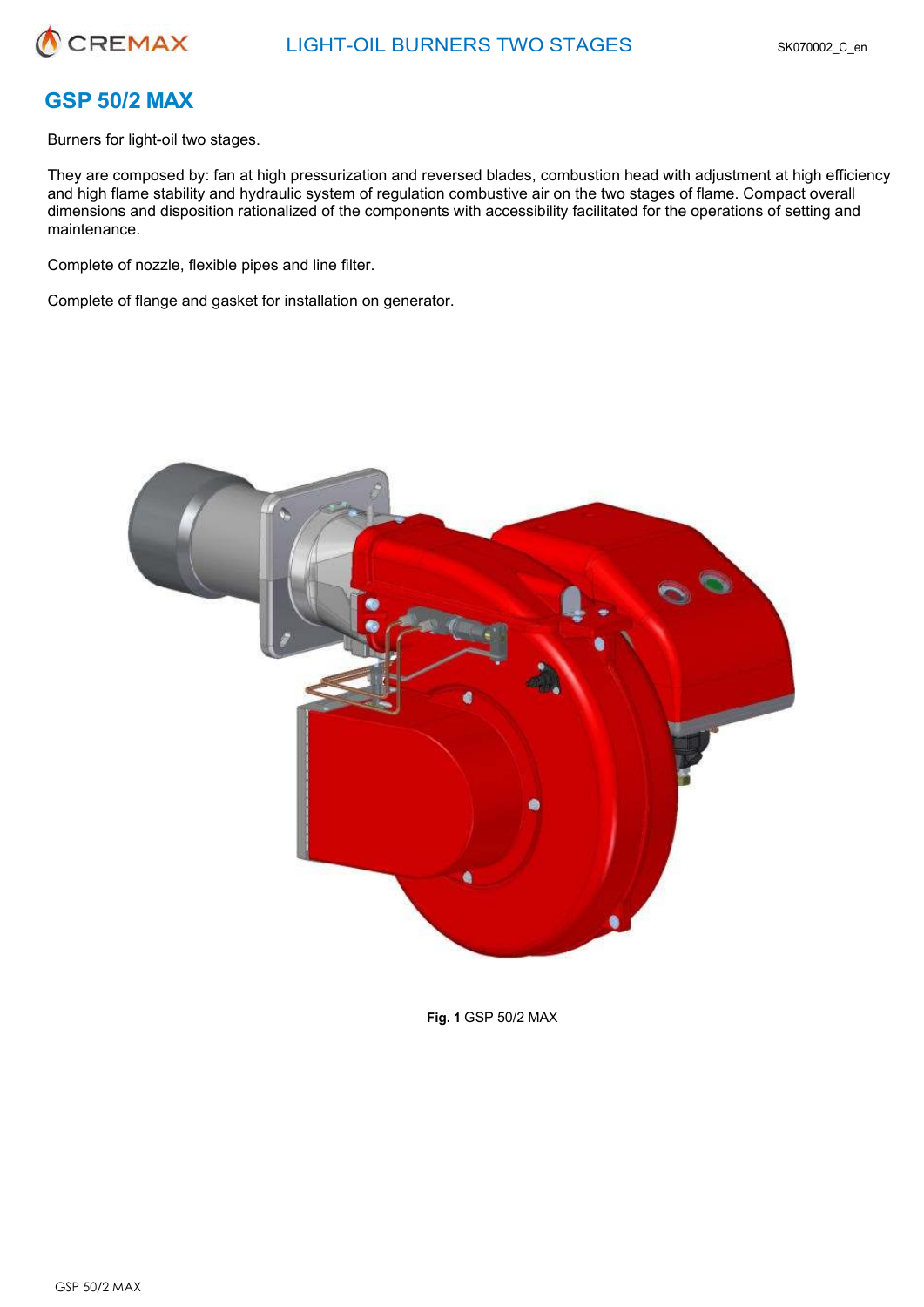# GSP 50/2 MAX

Burners for light-oil two stages.

They are composed by: fan at high pressurization and reversed blades, combustion head with adjustment at high efficiency and high flame stability and hydraulic system of regulation combustive air on the two stages of flame. Compact overall dimensions and disposition rationalized of the components with accessibility facilitated for the operations of setting and maintenance.

Complete of nozzle, flexible pipes and line filter.

Complete of flange and gasket for installation on generator.

**Fig. 1** GSP 50/2 MAX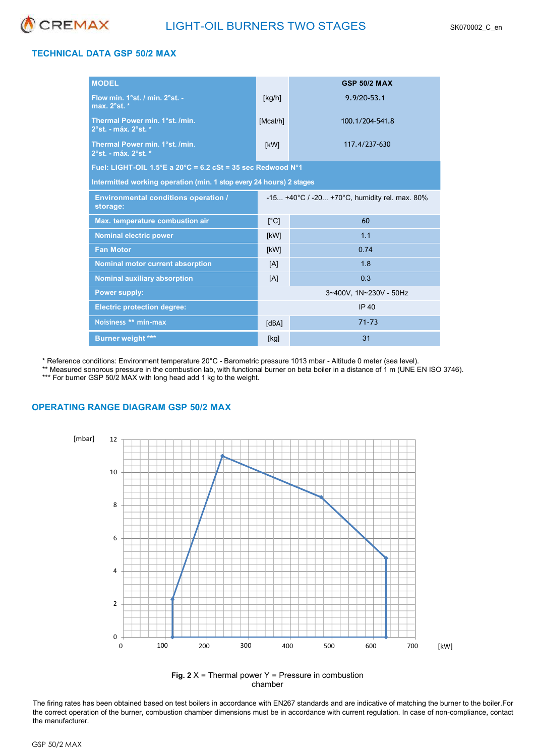# LIGHT-OIL BURNERS TWO STAGES

## TECHNICAL DATA GSP 50/2 MAX

| MODEL | | GSP 50/2 MAX |
|---|---|---|
| Flow min. 1°st. / min. 2°st. - max. 2°st. * | [kg/h] | 9.9/20-53.1 |
| Thermal Power min. 1°st. /min. 2°st. - máx. 2°st. * | [Mcal/h] | 100.1/204-541.8 |
| Thermal Power min. 1°st. /min. 2°st. - máx. 2°st. * | [kW] | 117.4/237-630 |
| Fuel: LIGHT-OIL 1.5°E a 20°C = 6.2 cSt = 35 sec Redwood N°1 | | |
| Intermitted working operation (min. 1 stop every 24 hours) 2 stages | | |
| Environmental conditions operation / storage: | | -15... +40°C / -20... +70°C, humidity rel. max. 80% |
| Max. temperature combustion air | [°C] | 60 |
| Nominal electric power | [kW] | 1.1 |
| Fan Motor | [kW] | 0.74 |
| Nominal motor current absorption | [A] | 1.8 |
| Nominal auxiliary absorption | [A] | 0.3 |
| Power supply: | | 3~400V, 1N~230V - 50Hz |
| Electric protection degree: | | IP 40 |
| Noisiness ** min-max | [dBA] | 71-73 |
| Burner weight *** | [kg] | 31 |

\* Reference conditions: Environment temperature 20°C - Barometric pressure 1013 mbar - Altitude 0 meter (sea level).
\** Measured sonorous pressure in the combustion lab, with functional burner on beta boiler in a distance of 1 m (UNE EN ISO 3746).
\*** For burner GSP 50/2 MAX with long head add 1 kg to the weight.

## OPERATING RANGE DIAGRAM GSP 50/2 MAX

**Fig. 2** X = Thermal power Y = Pressure in combustion chamber

The firing rates has been obtained based on test boilers in accordance with EN267 standards and are indicative of matching the burner to the boiler.For the correct operation of the burner, combustion chamber dimensions must be in accordance with current regulation. In case of non-compliance, contact the manufacturer.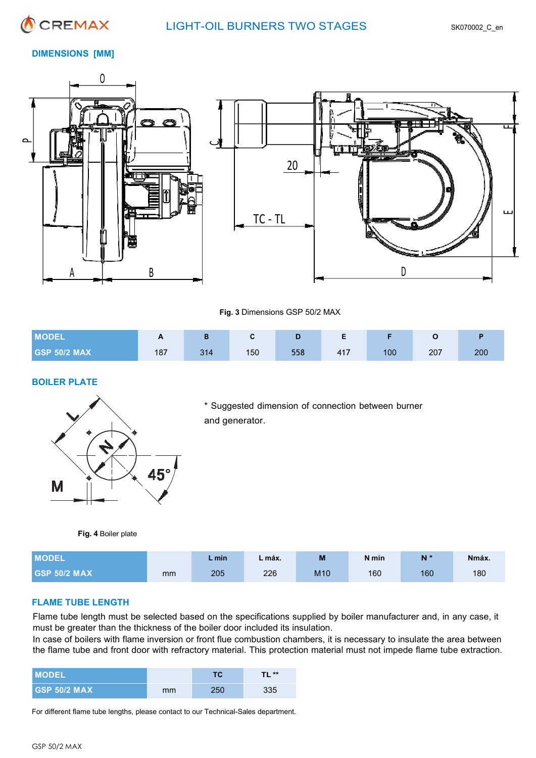## DIMENSIONS [MM]

**Fig. 3** Dimensions GSP 50/2 MAX

| MODEL | A | B | C | D | E | F | O | P |
|---|---|---|---|---|---|---|---|---|
| GSP 50/2 MAX | 187 | 314 | 150 | 558 | 417 | 100 | 207 | 200 |

## BOILER PLATE

* Suggested dimension of connection between burner and generator.

**Fig. 4** Boiler plate

| MODEL | | L min | L máx. | M | N min | N * | Nmáx. |
|---|---|---|---|---|---|---|---|
| GSP 50/2 MAX | mm | 205 | 226 | M10 | 160 | 160 | 180 |

## FLAME TUBE LENGTH

Flame tube length must be selected based on the specifications supplied by boiler manufacturer and, in any case, it must be greater than the thickness of the boiler door included its insulation.
In case of boilers with flame inversion or front flue combustion chambers, it is necessary to insulate the area between the flame tube and front door with refractory material. This protection material must not impede flame tube extraction.

| MODEL | | TC | TL ** |
|---|---|---|---|
| GSP 50/2 MAX | mm | 250 | 335 |

For different flame tube lengths, please contact to our Technical-Sales department.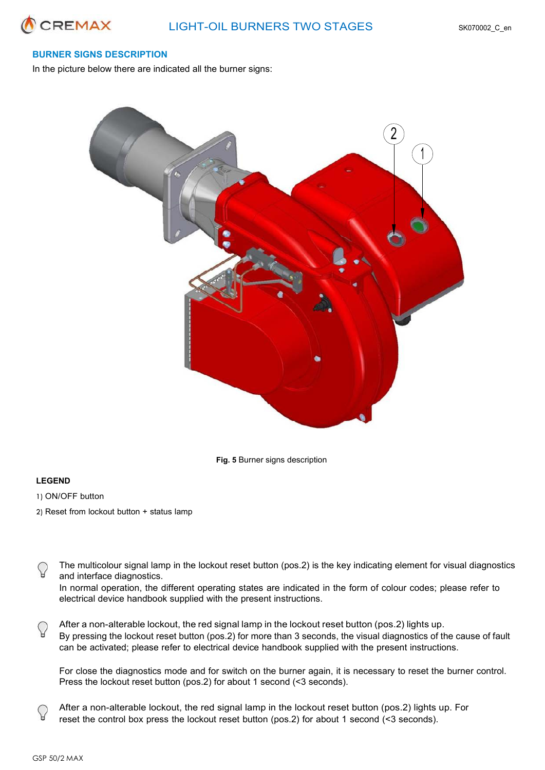## BURNER SIGNS DESCRIPTION

In the picture below there are indicated all the burner signs:

**Fig. 5** Burner signs description

**LEGEND**

1) ON/OFF button

2) Reset from lockout button + status lamp

The multicolour signal lamp in the lockout reset button (pos.2) is the key indicating element for visual diagnostics and interface diagnostics.
In normal operation, the different operating states are indicated in the form of colour codes; please refer to electrical device handbook supplied with the present instructions.

After a non-alterable lockout, the red signal lamp in the lockout reset button (pos.2) lights up.
By pressing the lockout reset button (pos.2) for more than 3 seconds, the visual diagnostics of the cause of fault can be activated; please refer to electrical device handbook supplied with the present instructions.

For close the diagnostics mode and for switch on the burner again, it is necessary to reset the burner control. Press the lockout reset button (pos.2) for about 1 second (<3 seconds).

After a non-alterable lockout, the red signal lamp in the lockout reset button (pos.2) lights up. For reset the control box press the lockout reset button (pos.2) for about 1 second (<3 seconds).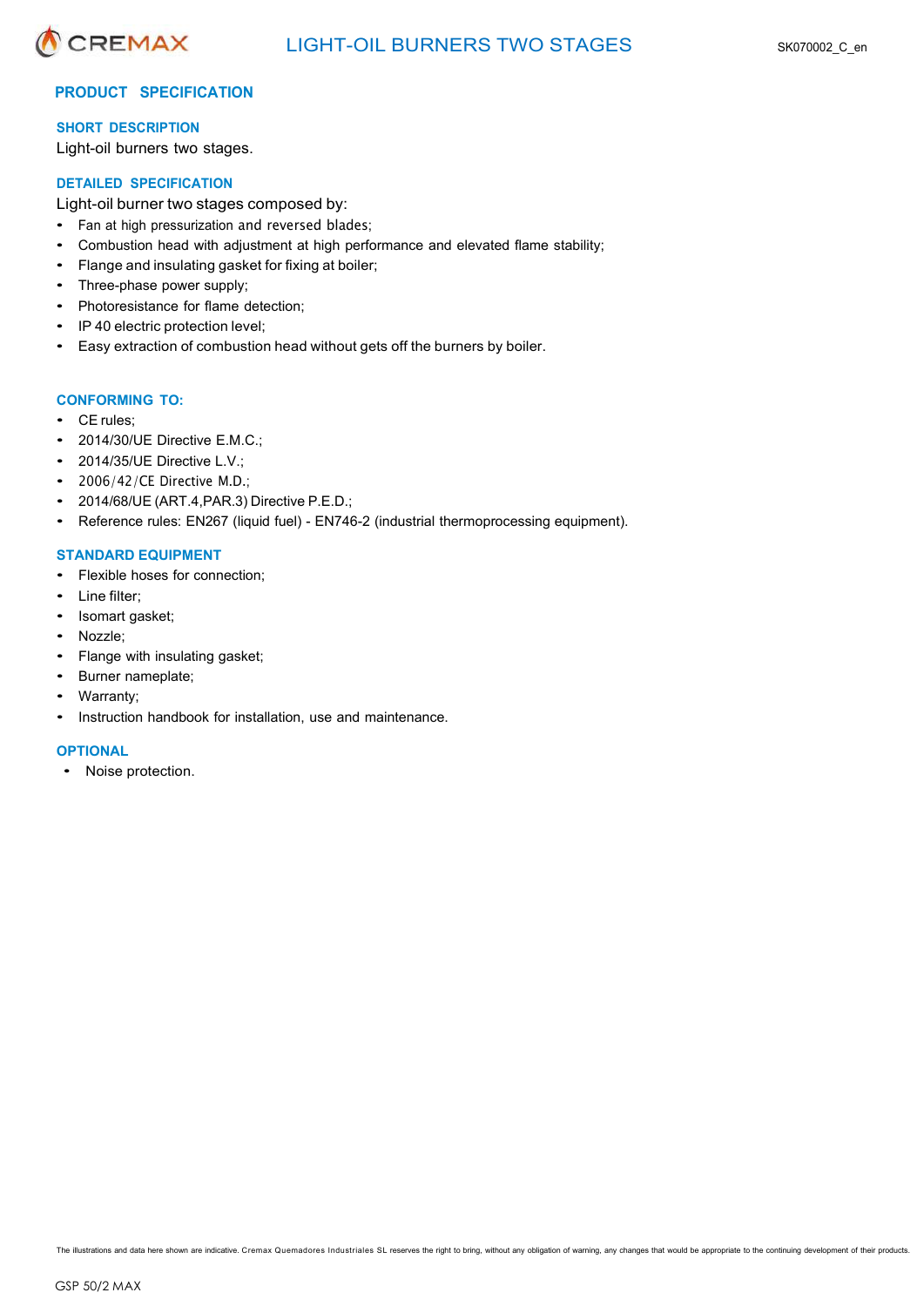# LIGHT-OIL BURNERS TWO STAGES

## PRODUCT SPECIFICATION

### SHORT DESCRIPTION

Light-oil burners two stages.

### DETAILED SPECIFICATION

Light-oil burner two stages composed by:

- Fan at high pressurization and reversed blades;
- Combustion head with adjustment at high performance and elevated flame stability;
- Flange and insulating gasket for fixing at boiler;
- Three-phase power supply;
- Photoresistance for flame detection;
- IP 40 electric protection level;
- Easy extraction of combustion head without gets off the burners by boiler.

### CONFORMING TO:

- CE rules;
- 2014/30/UE Directive E.M.C.;
- 2014/35/UE Directive L.V.;
- 2006/42/CE Directive M.D.;
- 2014/68/UE (ART.4,PAR.3) Directive P.E.D.;
- Reference rules: EN267 (liquid fuel) - EN746-2 (industrial thermoprocessing equipment).

### STANDARD EQUIPMENT

- Flexible hoses for connection;
- Line filter;
- Isomart gasket;
- Nozzle;
- Flange with insulating gasket;
- Burner nameplate;
- Warranty;
- Instruction handbook for installation, use and maintenance.

### OPTIONAL

- Noise protection.

The illustrations and data here shown are indicative. Cremax Quemadores Industriales SL reserves the right to bring, without any obligation of warning, any changes that would be appropriate to the continuing development of their products.